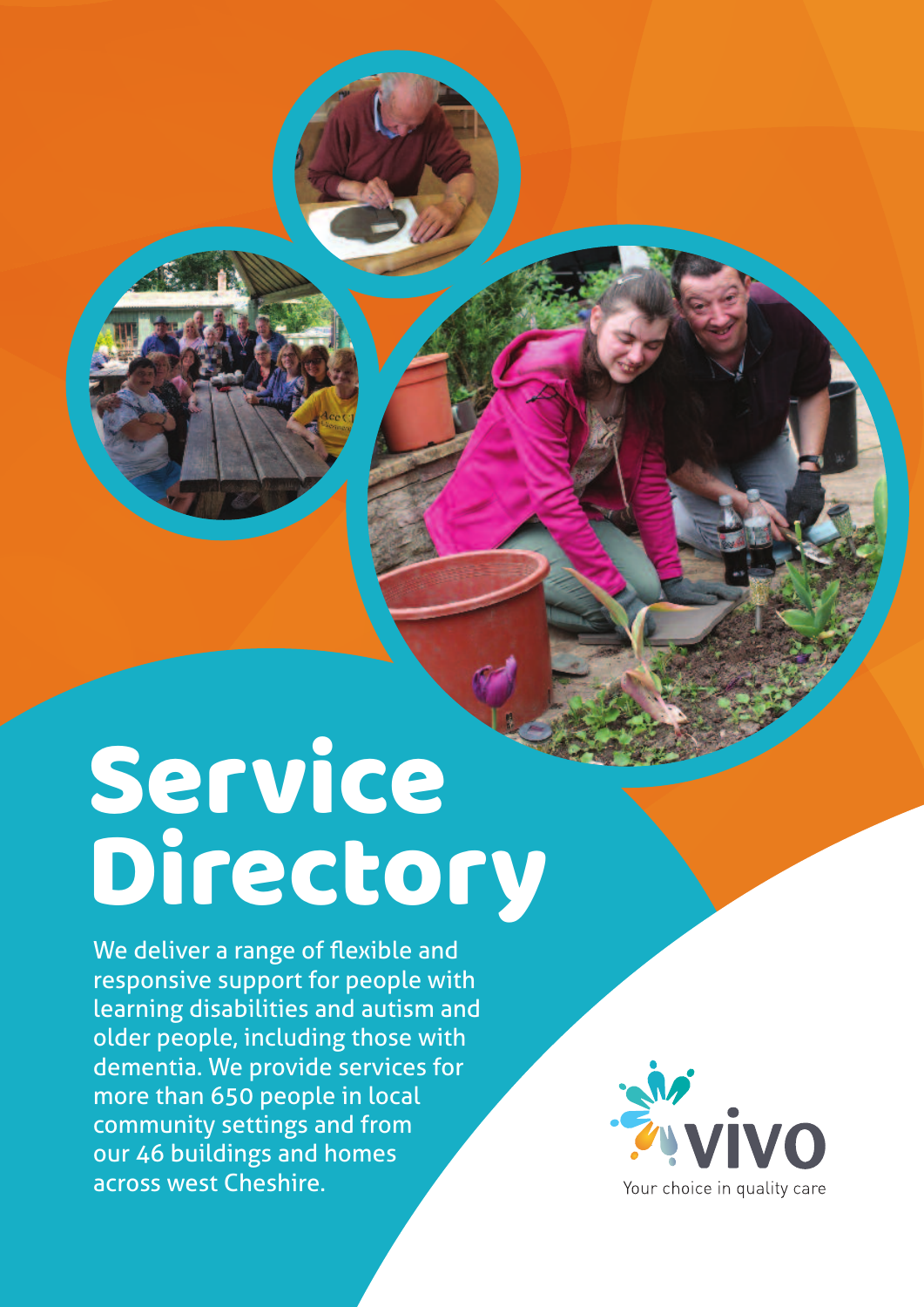# Service Directory

We deliver a range of flexible and responsive support for people with learning disabilities and autism and older people, including those with dementia. We provide services for more than 650 people in local community settings and from our 46 buildings and homes across west Cheshire.

vivo

Your choice in quality care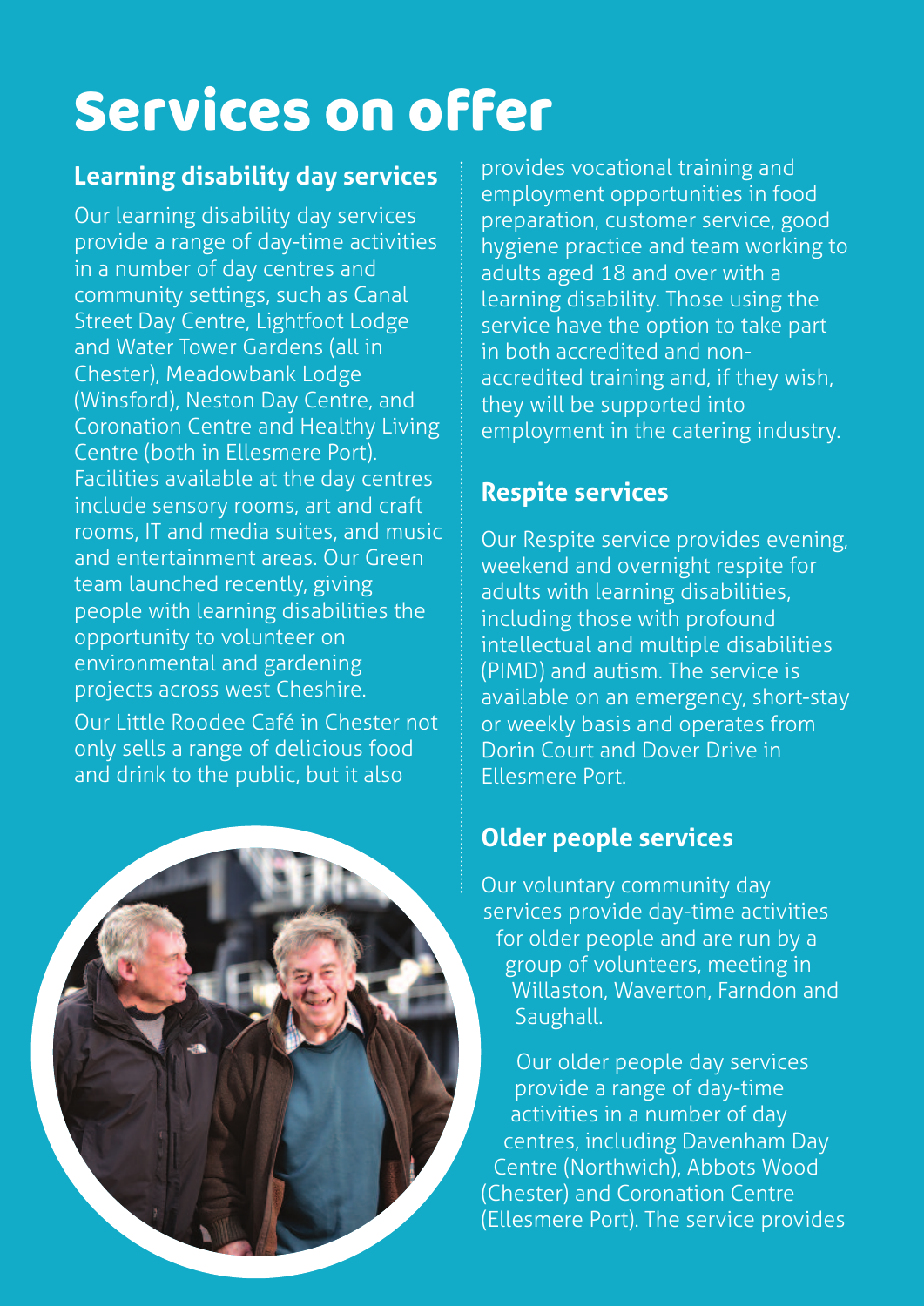# Services on offer

## Learning disability day services

Our learning disability day services provide a range of day-time activities in a number of day centres and community settings, such as Canal Street Day Centre, Lightfoot Lodge and Water Tower Gardens (all in Chester), Meadowbank Lodge (Winsford), Neston Day Centre, and Coronation Centre and Healthy Living Centre (both in Ellesmere Port). Facilities available at the day centres include sensory rooms, art and craft rooms, IT and media suites, and music and entertainment areas. Our Green team launched recently, giving people with learning disabilities the opportunity to volunteer on environmental and gardening projects across west Cheshire.

Our Little Roodee Café in Chester not only sells a range of delicious food and drink to the public, but it also provides vocational training and employment opportunities in food preparation, customer service, good hygiene practice and team working to adults aged 18 and over with a learning disability. Those using the service have the option to take part in both accredited and non-accredited training and, if they wish, they will be supported into employment in the catering industry.

## Respite services

Our Respite service provides evening, weekend and overnight respite for adults with learning disabilities, including those with profound intellectual and multiple disabilities (PIMD) and autism. The service is available on an emergency, short-stay or weekly basis and operates from Dorin Court and Dover Drive in Ellesmere Port.

## Older people services

Our voluntary community day services provide day-time activities for older people and are run by a group of volunteers, meeting in Willaston, Waverton, Farndon and Saughall.

Our older people day services provide a range of day-time activities in a number of day centres, including Davenham Day Centre (Northwich), Abbots Wood (Chester) and Coronation Centre (Ellesmere Port). The service provides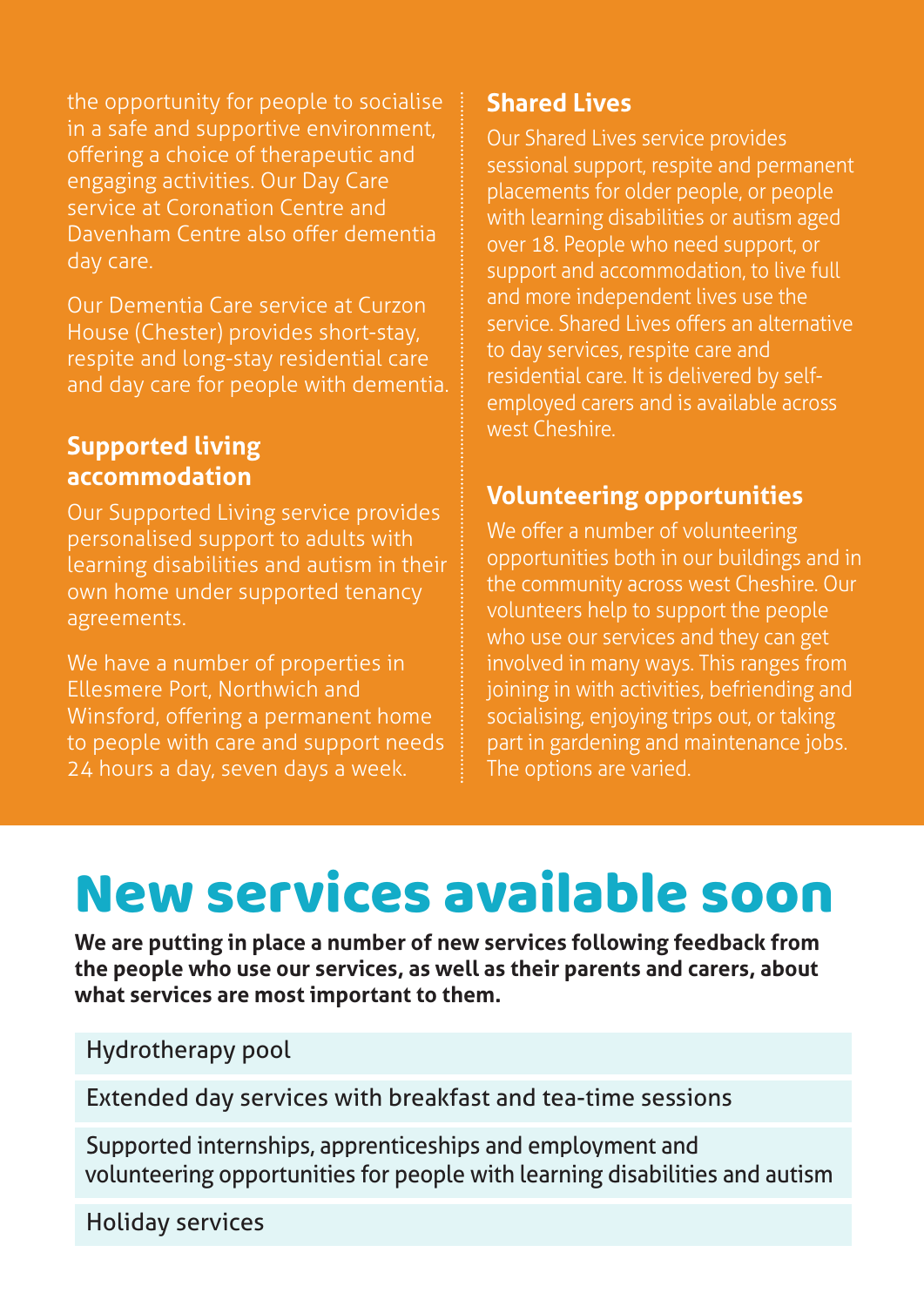the opportunity for people to socialise in a safe and supportive environment, offering a choice of therapeutic and engaging activities. Our Day Care service at Coronation Centre and Davenham Centre also offer dementia day care.

Our Dementia Care service at Curzon House (Chester) provides short-stay, respite and long-stay residential care and day care for people with dementia.

## Supported living accommodation

Our Supported Living service provides personalised support to adults with learning disabilities and autism in their own home under supported tenancy agreements.

We have a number of properties in Ellesmere Port, Northwich and Winsford, offering a permanent home to people with care and support needs 24 hours a day, seven days a week.

## Shared Lives

Our Shared Lives service provides sessional support, respite and permanent placements for older people, or people with learning disabilities or autism aged over 18. People who need support, or support and accommodation, to live full and more independent lives use the service. Shared Lives offers an alternative to day services, respite care and residential care. It is delivered by self-employed carers and is available across west Cheshire.

## Volunteering opportunities

We offer a number of volunteering opportunities both in our buildings and in the community across west Cheshire. Our volunteers help to support the people who use our services and they can get involved in many ways. This ranges from joining in with activities, befriending and socialising, enjoying trips out, or taking part in gardening and maintenance jobs. The options are varied.

# New services available soon

**We are putting in place a number of new services following feedback from the people who use our services, as well as their parents and carers, about what services are most important to them.**

- Hydrotherapy pool
- Extended day services with breakfast and tea-time sessions
- Supported internships, apprenticeships and employment and volunteering opportunities for people with learning disabilities and autism
- Holiday services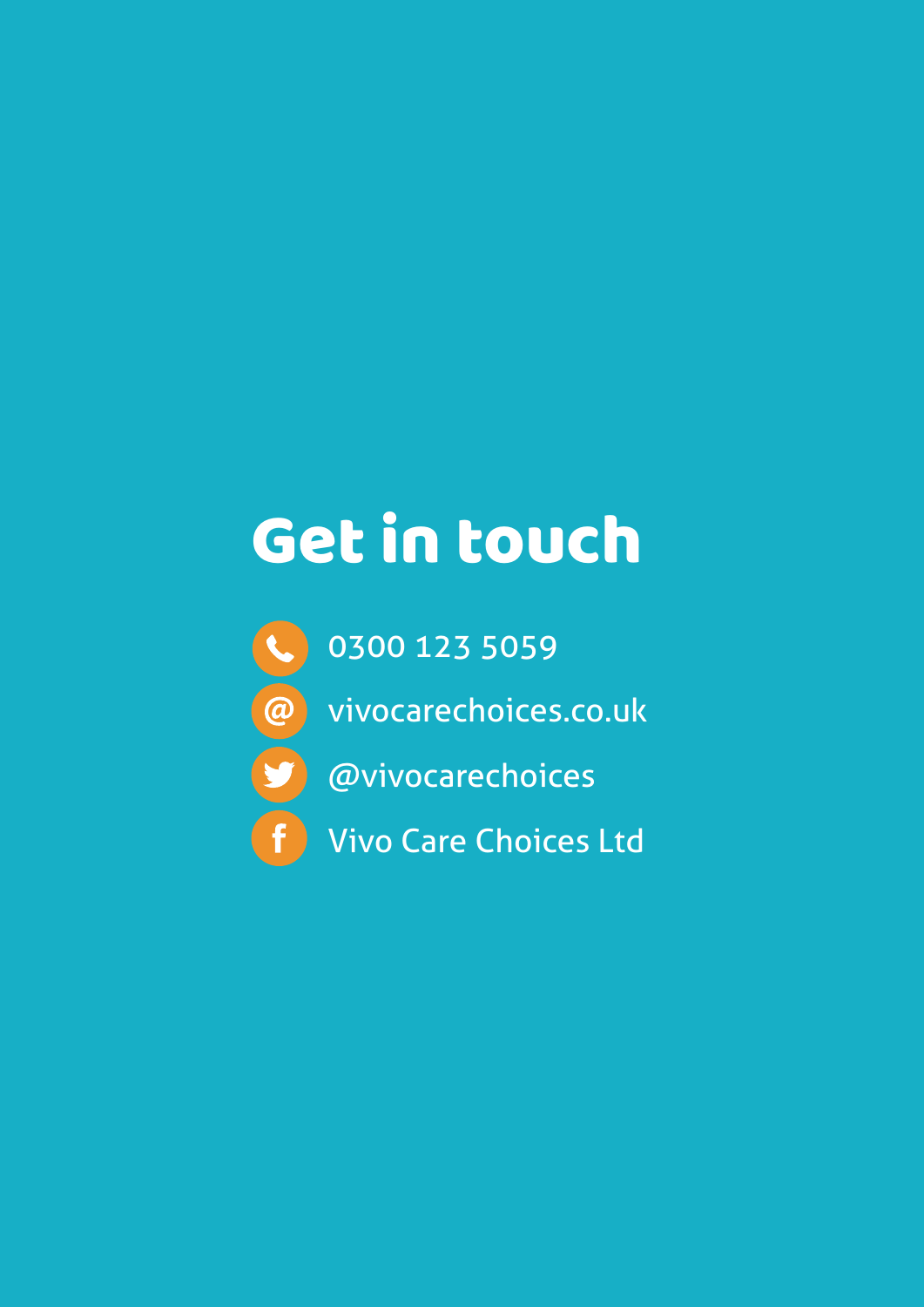# Get in touch

0300 123 5059

vivocarechoices.co.uk

@vivocarechoices

Vivo Care Choices Ltd